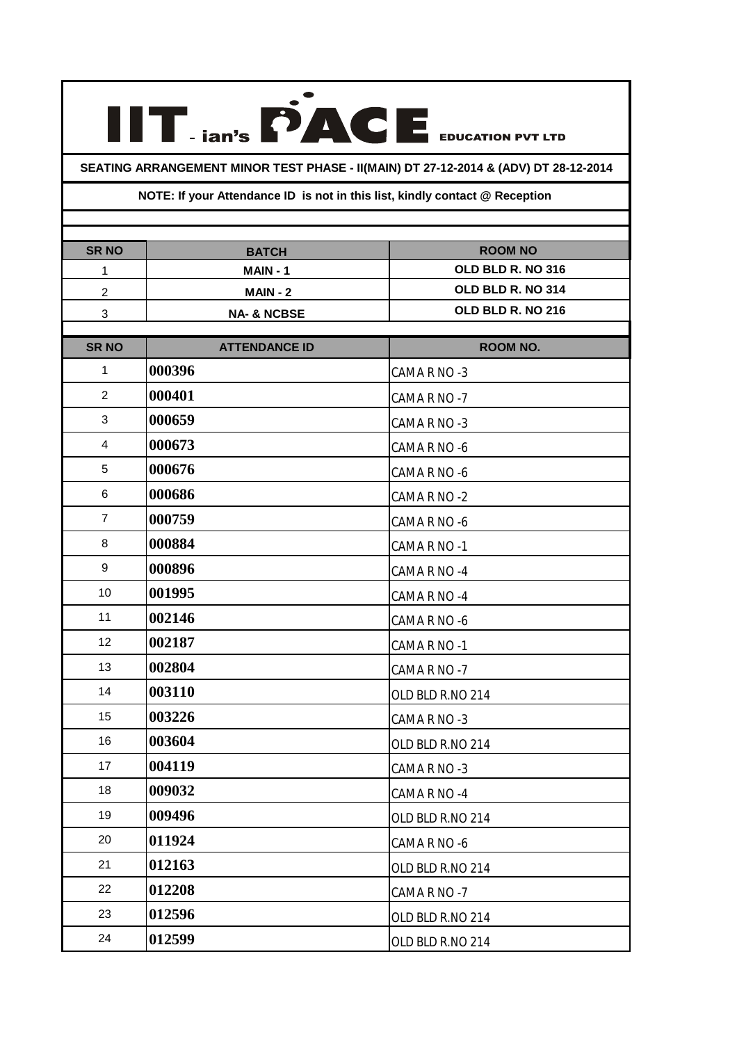# IIT-ian's PACE EDUCATION PVT LTD

**SEATING ARRANGEMENT MINOR TEST PHASE - II(MAIN) DT 27-12-2014 & (ADV) DT 28-12-2014**

**NOTE: If your Attendance ID is not in this list, kindly contact @ Reception**

| SR NO | BATCH | ROOM NO |
|---|---|---|
| 1 | MAIN - 1 | OLD BLD R. NO 316 |
| 2 | MAIN - 2 | OLD BLD R. NO 314 |
| 3 | NA- & NCBSE | OLD BLD R. NO 216 |

| SR NO | ATTENDANCE ID | ROOM NO. |
|---|---|---|
| 1 | 000396 | CAMA R NO -3 |
| 2 | 000401 | CAMA R NO -7 |
| 3 | 000659 | CAMA R NO -3 |
| 4 | 000673 | CAMA R NO -6 |
| 5 | 000676 | CAMA R NO -6 |
| 6 | 000686 | CAMA R NO -2 |
| 7 | 000759 | CAMA R NO -6 |
| 8 | 000884 | CAMA R NO -1 |
| 9 | 000896 | CAMA R NO -4 |
| 10 | 001995 | CAMA R NO -4 |
| 11 | 002146 | CAMA R NO -6 |
| 12 | 002187 | CAMA R NO -1 |
| 13 | 002804 | CAMA R NO -7 |
| 14 | 003110 | OLD BLD R.NO 214 |
| 15 | 003226 | CAMA R NO -3 |
| 16 | 003604 | OLD BLD R.NO 214 |
| 17 | 004119 | CAMA R NO -3 |
| 18 | 009032 | CAMA R NO -4 |
| 19 | 009496 | OLD BLD R.NO 214 |
| 20 | 011924 | CAMA R NO -6 |
| 21 | 012163 | OLD BLD R.NO 214 |
| 22 | 012208 | CAMA R NO -7 |
| 23 | 012596 | OLD BLD R.NO 214 |
| 24 | 012599 | OLD BLD R.NO 214 |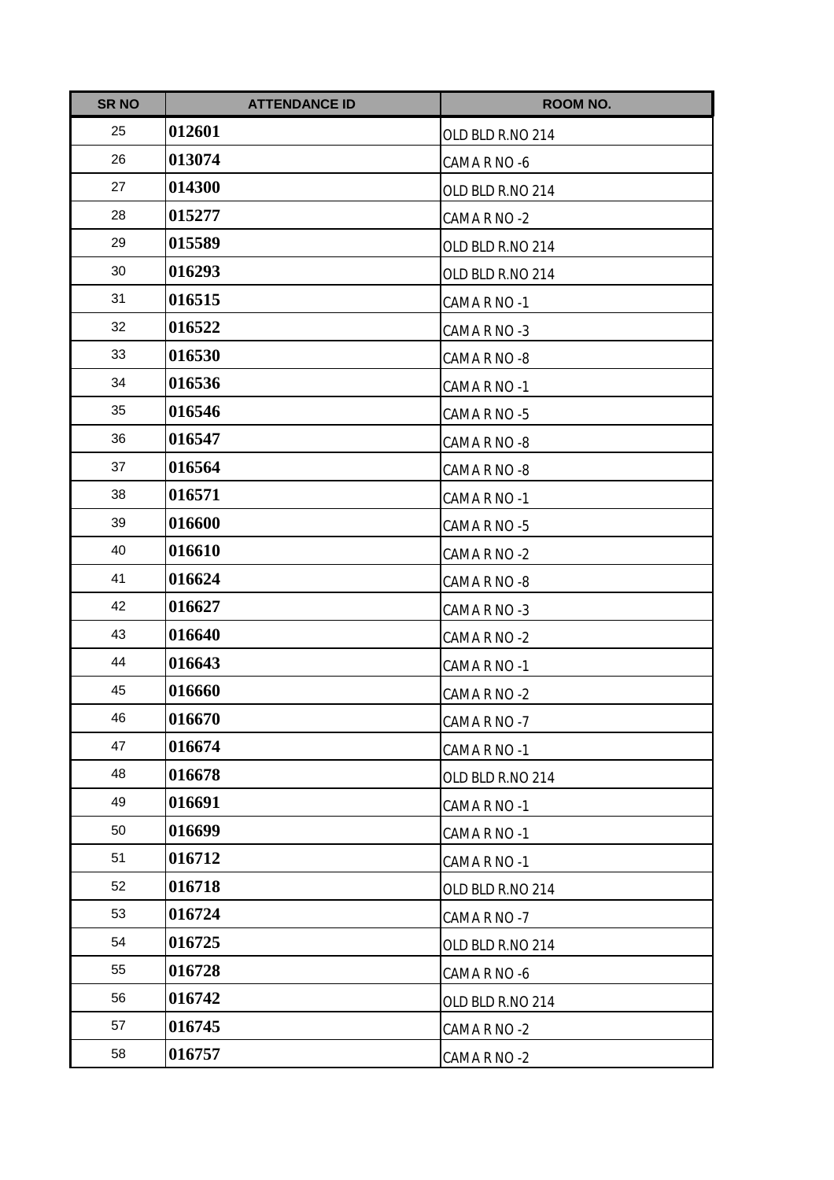| SR NO | ATTENDANCE ID | ROOM NO. |
|---|---|---|
| 25 | **012601** | OLD BLD R.NO 214 |
| 26 | **013074** | CAMA R NO -6 |
| 27 | **014300** | OLD BLD R.NO 214 |
| 28 | **015277** | CAMA R NO -2 |
| 29 | **015589** | OLD BLD R.NO 214 |
| 30 | **016293** | OLD BLD R.NO 214 |
| 31 | **016515** | CAMA R NO -1 |
| 32 | **016522** | CAMA R NO -3 |
| 33 | **016530** | CAMA R NO -8 |
| 34 | **016536** | CAMA R NO -1 |
| 35 | **016546** | CAMA R NO -5 |
| 36 | **016547** | CAMA R NO -8 |
| 37 | **016564** | CAMA R NO -8 |
| 38 | **016571** | CAMA R NO -1 |
| 39 | **016600** | CAMA R NO -5 |
| 40 | **016610** | CAMA R NO -2 |
| 41 | **016624** | CAMA R NO -8 |
| 42 | **016627** | CAMA R NO -3 |
| 43 | **016640** | CAMA R NO -2 |
| 44 | **016643** | CAMA R NO -1 |
| 45 | **016660** | CAMA R NO -2 |
| 46 | **016670** | CAMA R NO -7 |
| 47 | **016674** | CAMA R NO -1 |
| 48 | **016678** | OLD BLD R.NO 214 |
| 49 | **016691** | CAMA R NO -1 |
| 50 | **016699** | CAMA R NO -1 |
| 51 | **016712** | CAMA R NO -1 |
| 52 | **016718** | OLD BLD R.NO 214 |
| 53 | **016724** | CAMA R NO -7 |
| 54 | **016725** | OLD BLD R.NO 214 |
| 55 | **016728** | CAMA R NO -6 |
| 56 | **016742** | OLD BLD R.NO 214 |
| 57 | **016745** | CAMA R NO -2 |
| 58 | **016757** | CAMA R NO -2 |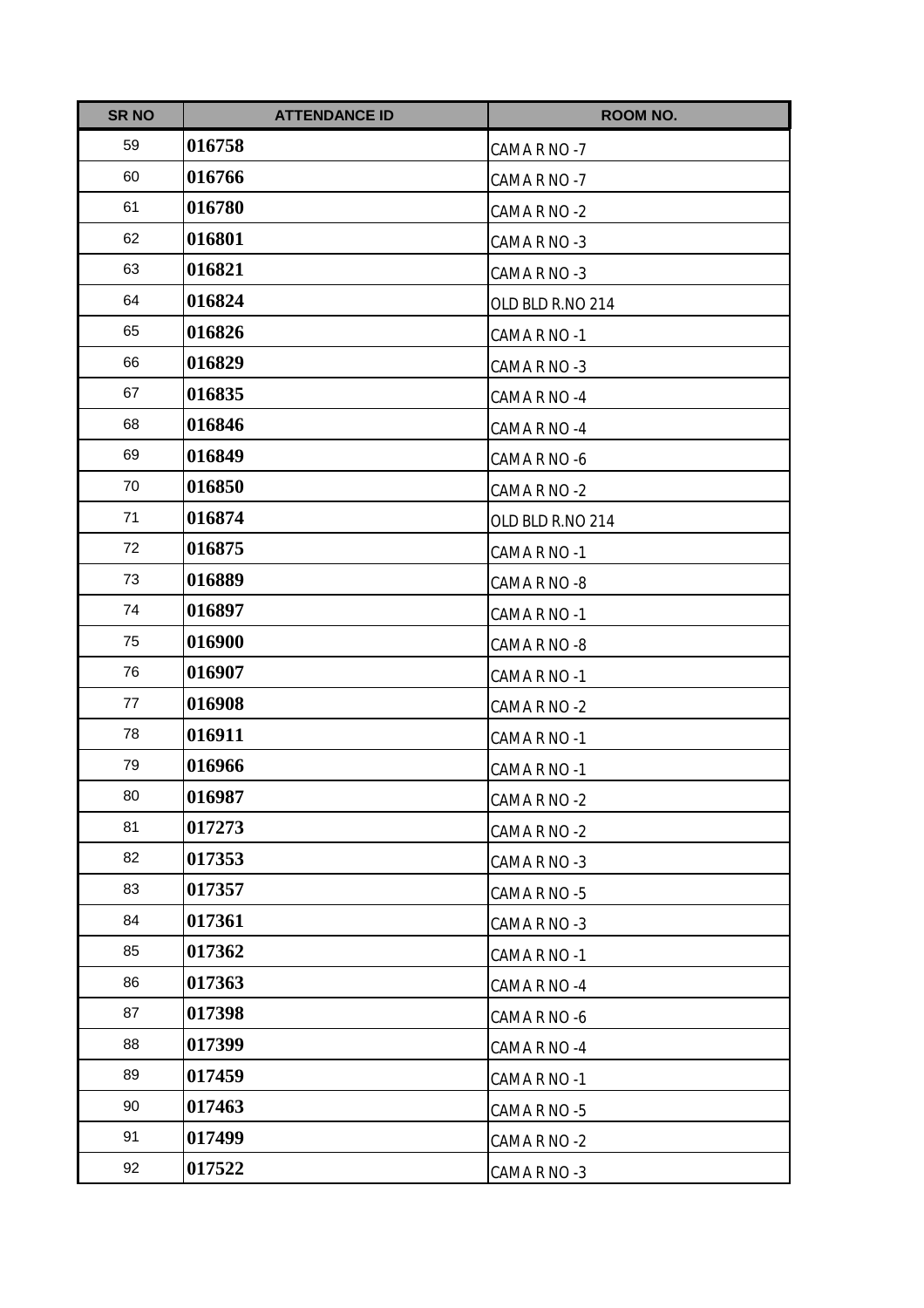| SR NO | ATTENDANCE ID | ROOM NO. |
| --- | --- | --- |
| 59 | **016758** | CAMA R NO -7 |
| 60 | **016766** | CAMA R NO -7 |
| 61 | **016780** | CAMA R NO -2 |
| 62 | **016801** | CAMA R NO -3 |
| 63 | **016821** | CAMA R NO -3 |
| 64 | **016824** | OLD BLD R.NO 214 |
| 65 | **016826** | CAMA R NO -1 |
| 66 | **016829** | CAMA R NO -3 |
| 67 | **016835** | CAMA R NO -4 |
| 68 | **016846** | CAMA R NO -4 |
| 69 | **016849** | CAMA R NO -6 |
| 70 | **016850** | CAMA R NO -2 |
| 71 | **016874** | OLD BLD R.NO 214 |
| 72 | **016875** | CAMA R NO -1 |
| 73 | **016889** | CAMA R NO -8 |
| 74 | **016897** | CAMA R NO -1 |
| 75 | **016900** | CAMA R NO -8 |
| 76 | **016907** | CAMA R NO -1 |
| 77 | **016908** | CAMA R NO -2 |
| 78 | **016911** | CAMA R NO -1 |
| 79 | **016966** | CAMA R NO -1 |
| 80 | **016987** | CAMA R NO -2 |
| 81 | **017273** | CAMA R NO -2 |
| 82 | **017353** | CAMA R NO -3 |
| 83 | **017357** | CAMA R NO -5 |
| 84 | **017361** | CAMA R NO -3 |
| 85 | **017362** | CAMA R NO -1 |
| 86 | **017363** | CAMA R NO -4 |
| 87 | **017398** | CAMA R NO -6 |
| 88 | **017399** | CAMA R NO -4 |
| 89 | **017459** | CAMA R NO -1 |
| 90 | **017463** | CAMA R NO -5 |
| 91 | **017499** | CAMA R NO -2 |
| 92 | **017522** | CAMA R NO -3 |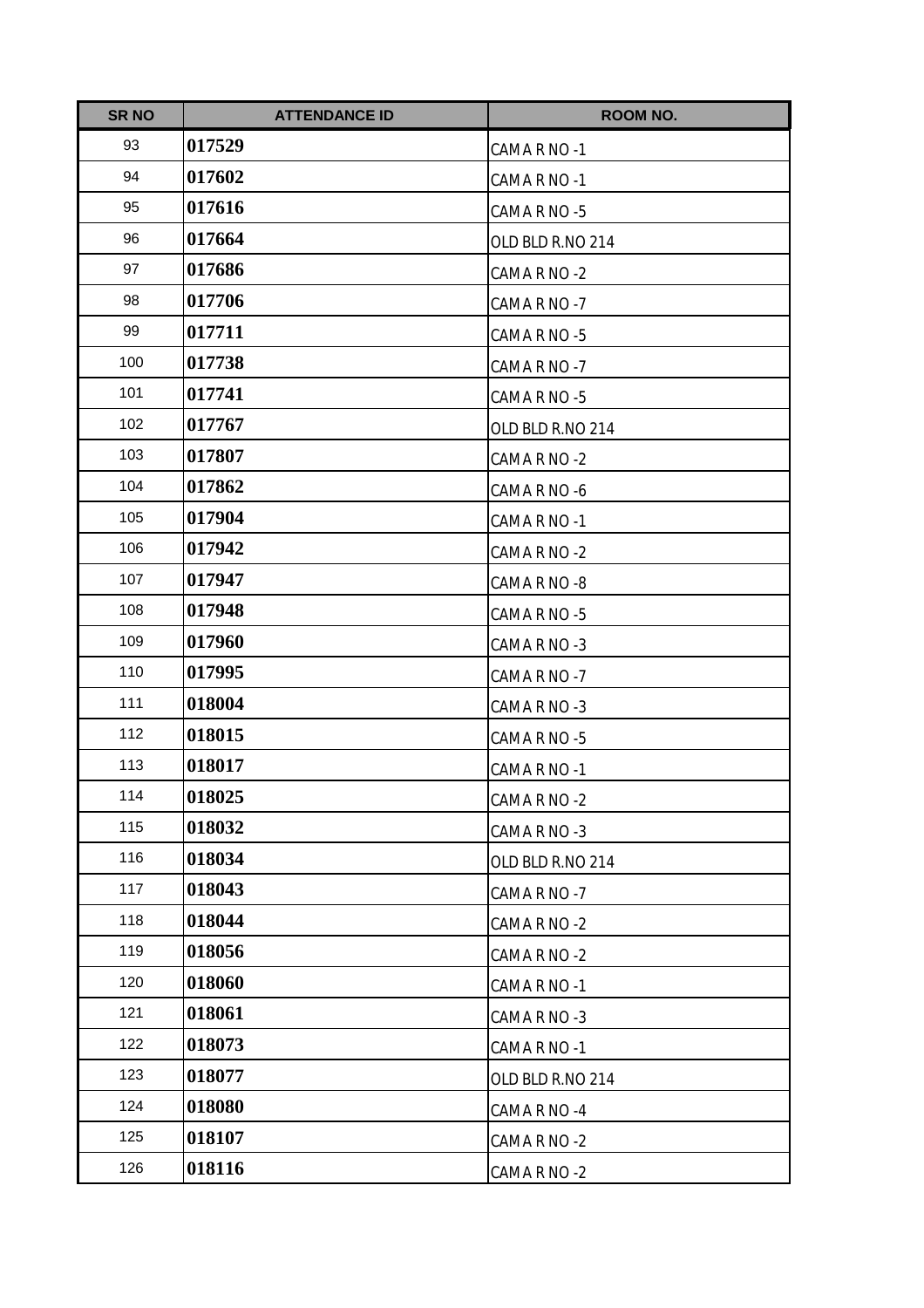| SR NO | ATTENDANCE ID | ROOM NO. |
|---|---|---|
| 93 | **017529** | CAMA R NO -1 |
| 94 | **017602** | CAMA R NO -1 |
| 95 | **017616** | CAMA R NO -5 |
| 96 | **017664** | OLD BLD R.NO 214 |
| 97 | **017686** | CAMA R NO -2 |
| 98 | **017706** | CAMA R NO -7 |
| 99 | **017711** | CAMA R NO -5 |
| 100 | **017738** | CAMA R NO -7 |
| 101 | **017741** | CAMA R NO -5 |
| 102 | **017767** | OLD BLD R.NO 214 |
| 103 | **017807** | CAMA R NO -2 |
| 104 | **017862** | CAMA R NO -6 |
| 105 | **017904** | CAMA R NO -1 |
| 106 | **017942** | CAMA R NO -2 |
| 107 | **017947** | CAMA R NO -8 |
| 108 | **017948** | CAMA R NO -5 |
| 109 | **017960** | CAMA R NO -3 |
| 110 | **017995** | CAMA R NO -7 |
| 111 | **018004** | CAMA R NO -3 |
| 112 | **018015** | CAMA R NO -5 |
| 113 | **018017** | CAMA R NO -1 |
| 114 | **018025** | CAMA R NO -2 |
| 115 | **018032** | CAMA R NO -3 |
| 116 | **018034** | OLD BLD R.NO 214 |
| 117 | **018043** | CAMA R NO -7 |
| 118 | **018044** | CAMA R NO -2 |
| 119 | **018056** | CAMA R NO -2 |
| 120 | **018060** | CAMA R NO -1 |
| 121 | **018061** | CAMA R NO -3 |
| 122 | **018073** | CAMA R NO -1 |
| 123 | **018077** | OLD BLD R.NO 214 |
| 124 | **018080** | CAMA R NO -4 |
| 125 | **018107** | CAMA R NO -2 |
| 126 | **018116** | CAMA R NO -2 |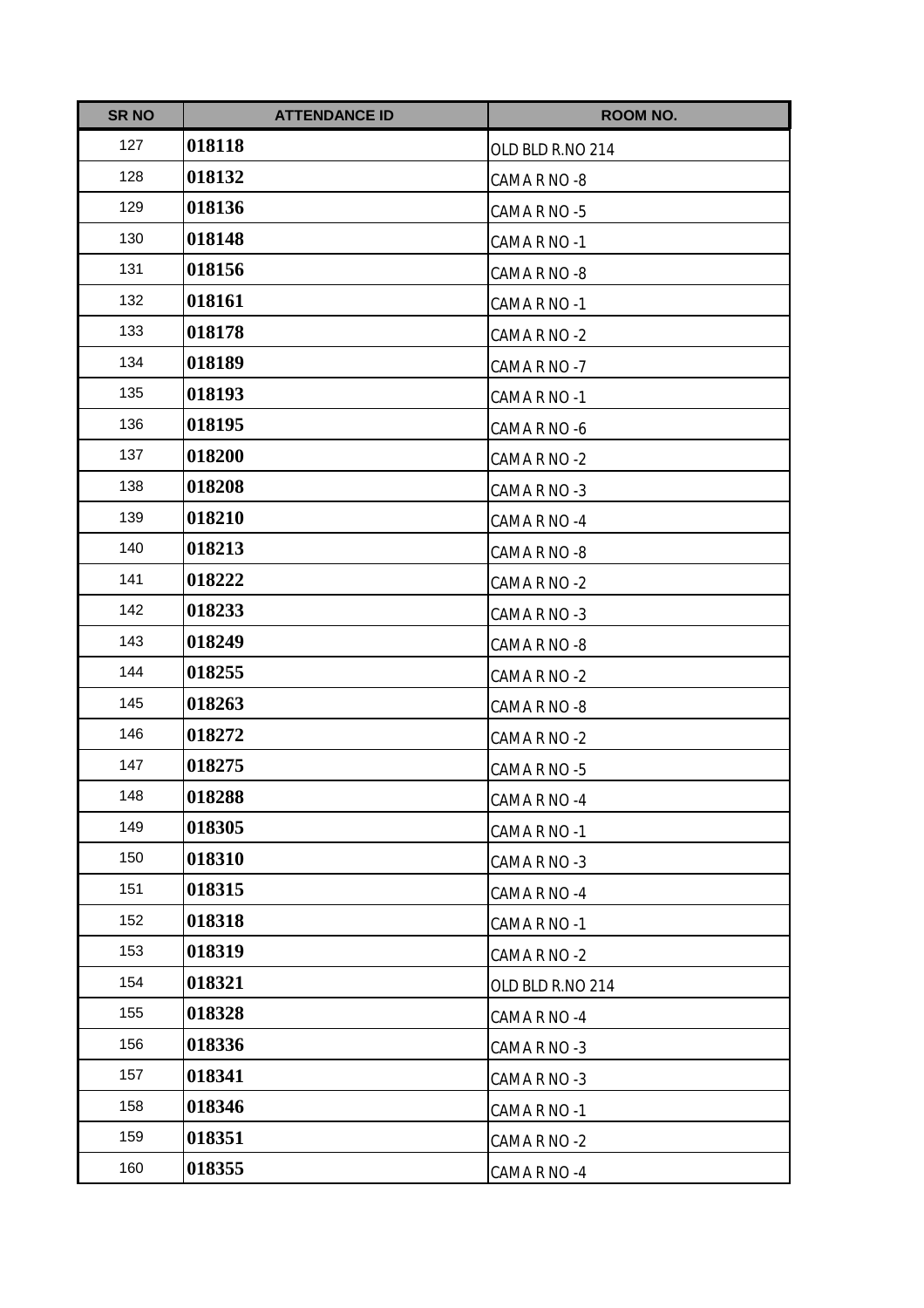| SR NO | ATTENDANCE ID | ROOM NO. |
|---|---|---|
| 127 | **018118** | OLD BLD R.NO 214 |
| 128 | **018132** | CAMA R NO -8 |
| 129 | **018136** | CAMA R NO -5 |
| 130 | **018148** | CAMA R NO -1 |
| 131 | **018156** | CAMA R NO -8 |
| 132 | **018161** | CAMA R NO -1 |
| 133 | **018178** | CAMA R NO -2 |
| 134 | **018189** | CAMA R NO -7 |
| 135 | **018193** | CAMA R NO -1 |
| 136 | **018195** | CAMA R NO -6 |
| 137 | **018200** | CAMA R NO -2 |
| 138 | **018208** | CAMA R NO -3 |
| 139 | **018210** | CAMA R NO -4 |
| 140 | **018213** | CAMA R NO -8 |
| 141 | **018222** | CAMA R NO -2 |
| 142 | **018233** | CAMA R NO -3 |
| 143 | **018249** | CAMA R NO -8 |
| 144 | **018255** | CAMA R NO -2 |
| 145 | **018263** | CAMA R NO -8 |
| 146 | **018272** | CAMA R NO -2 |
| 147 | **018275** | CAMA R NO -5 |
| 148 | **018288** | CAMA R NO -4 |
| 149 | **018305** | CAMA R NO -1 |
| 150 | **018310** | CAMA R NO -3 |
| 151 | **018315** | CAMA R NO -4 |
| 152 | **018318** | CAMA R NO -1 |
| 153 | **018319** | CAMA R NO -2 |
| 154 | **018321** | OLD BLD R.NO 214 |
| 155 | **018328** | CAMA R NO -4 |
| 156 | **018336** | CAMA R NO -3 |
| 157 | **018341** | CAMA R NO -3 |
| 158 | **018346** | CAMA R NO -1 |
| 159 | **018351** | CAMA R NO -2 |
| 160 | **018355** | CAMA R NO -4 |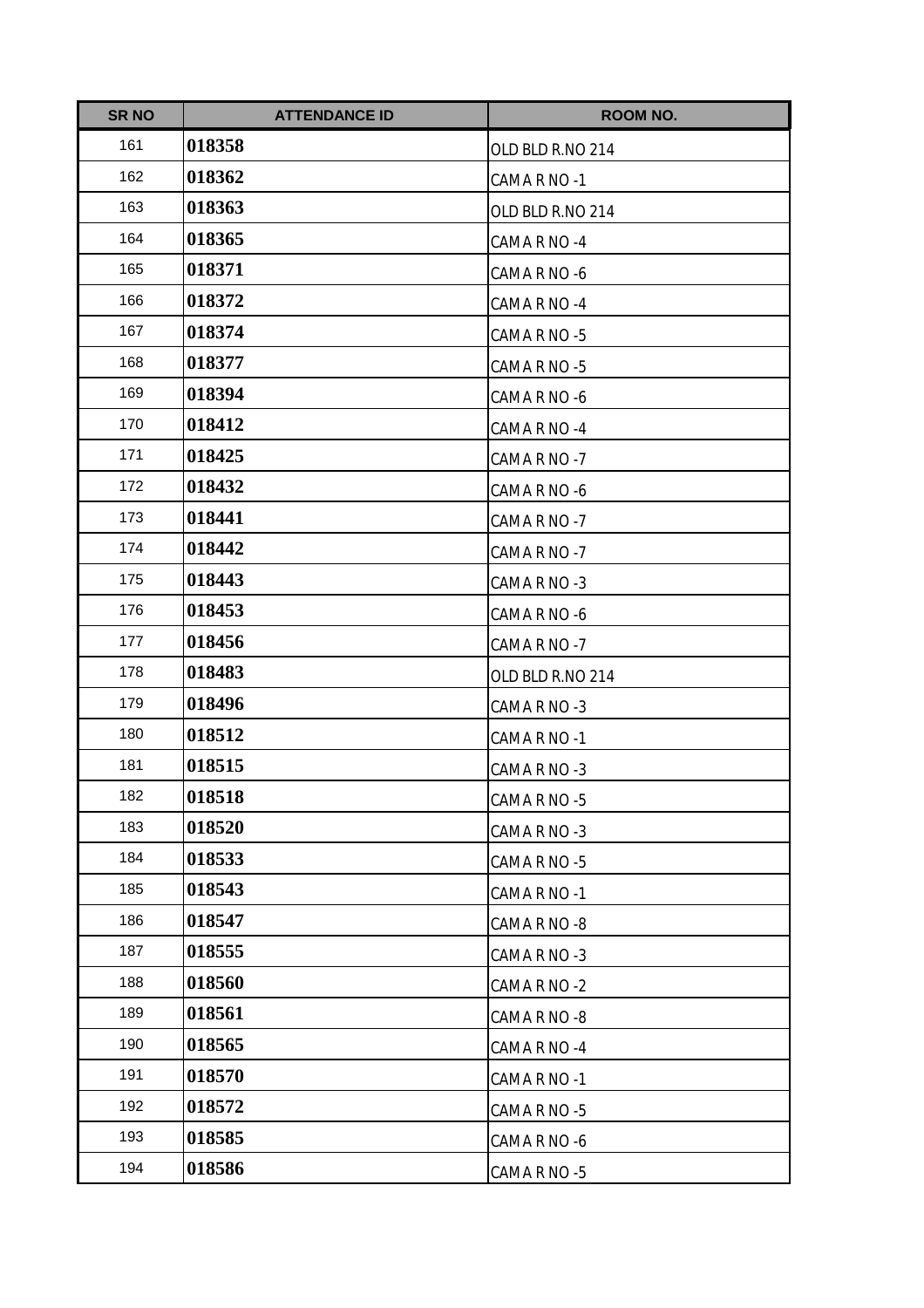| SR NO | ATTENDANCE ID | ROOM NO. |
| --- | --- | --- |
| 161 | **018358** | OLD BLD R.NO 214 |
| 162 | **018362** | CAMA R NO -1 |
| 163 | **018363** | OLD BLD R.NO 214 |
| 164 | **018365** | CAMA R NO -4 |
| 165 | **018371** | CAMA R NO -6 |
| 166 | **018372** | CAMA R NO -4 |
| 167 | **018374** | CAMA R NO -5 |
| 168 | **018377** | CAMA R NO -5 |
| 169 | **018394** | CAMA R NO -6 |
| 170 | **018412** | CAMA R NO -4 |
| 171 | **018425** | CAMA R NO -7 |
| 172 | **018432** | CAMA R NO -6 |
| 173 | **018441** | CAMA R NO -7 |
| 174 | **018442** | CAMA R NO -7 |
| 175 | **018443** | CAMA R NO -3 |
| 176 | **018453** | CAMA R NO -6 |
| 177 | **018456** | CAMA R NO -7 |
| 178 | **018483** | OLD BLD R.NO 214 |
| 179 | **018496** | CAMA R NO -3 |
| 180 | **018512** | CAMA R NO -1 |
| 181 | **018515** | CAMA R NO -3 |
| 182 | **018518** | CAMA R NO -5 |
| 183 | **018520** | CAMA R NO -3 |
| 184 | **018533** | CAMA R NO -5 |
| 185 | **018543** | CAMA R NO -1 |
| 186 | **018547** | CAMA R NO -8 |
| 187 | **018555** | CAMA R NO -3 |
| 188 | **018560** | CAMA R NO -2 |
| 189 | **018561** | CAMA R NO -8 |
| 190 | **018565** | CAMA R NO -4 |
| 191 | **018570** | CAMA R NO -1 |
| 192 | **018572** | CAMA R NO -5 |
| 193 | **018585** | CAMA R NO -6 |
| 194 | **018586** | CAMA R NO -5 |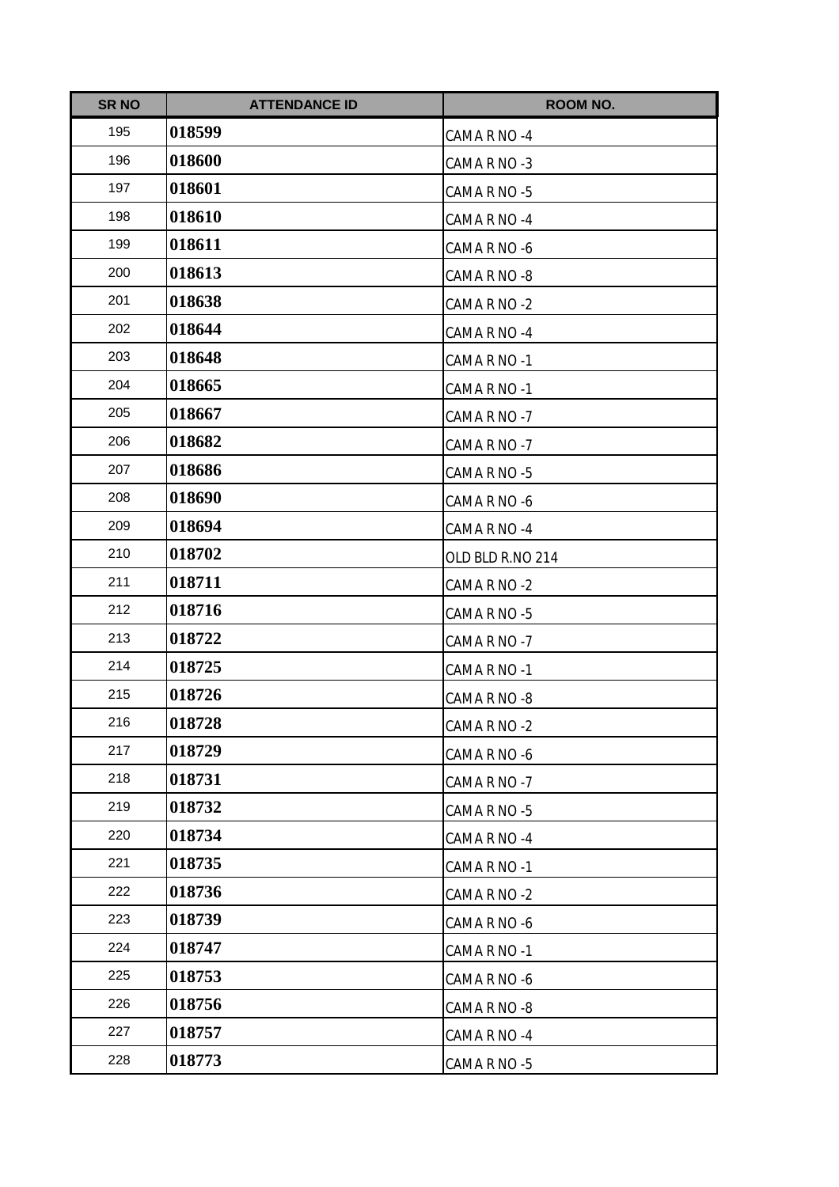| SR NO | ATTENDANCE ID | ROOM NO. |
|---|---|---|
| 195 | **018599** | CAMA R NO -4 |
| 196 | **018600** | CAMA R NO -3 |
| 197 | **018601** | CAMA R NO -5 |
| 198 | **018610** | CAMA R NO -4 |
| 199 | **018611** | CAMA R NO -6 |
| 200 | **018613** | CAMA R NO -8 |
| 201 | **018638** | CAMA R NO -2 |
| 202 | **018644** | CAMA R NO -4 |
| 203 | **018648** | CAMA R NO -1 |
| 204 | **018665** | CAMA R NO -1 |
| 205 | **018667** | CAMA R NO -7 |
| 206 | **018682** | CAMA R NO -7 |
| 207 | **018686** | CAMA R NO -5 |
| 208 | **018690** | CAMA R NO -6 |
| 209 | **018694** | CAMA R NO -4 |
| 210 | **018702** | OLD BLD R.NO 214 |
| 211 | **018711** | CAMA R NO -2 |
| 212 | **018716** | CAMA R NO -5 |
| 213 | **018722** | CAMA R NO -7 |
| 214 | **018725** | CAMA R NO -1 |
| 215 | **018726** | CAMA R NO -8 |
| 216 | **018728** | CAMA R NO -2 |
| 217 | **018729** | CAMA R NO -6 |
| 218 | **018731** | CAMA R NO -7 |
| 219 | **018732** | CAMA R NO -5 |
| 220 | **018734** | CAMA R NO -4 |
| 221 | **018735** | CAMA R NO -1 |
| 222 | **018736** | CAMA R NO -2 |
| 223 | **018739** | CAMA R NO -6 |
| 224 | **018747** | CAMA R NO -1 |
| 225 | **018753** | CAMA R NO -6 |
| 226 | **018756** | CAMA R NO -8 |
| 227 | **018757** | CAMA R NO -4 |
| 228 | **018773** | CAMA R NO -5 |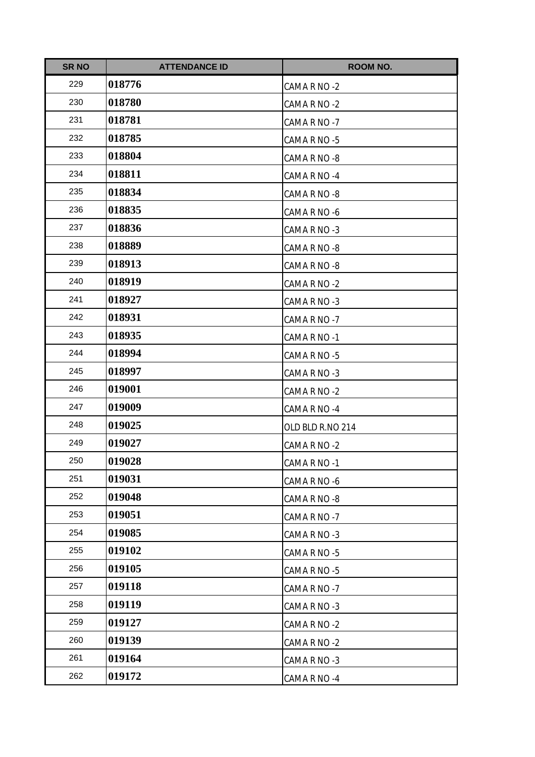| SR NO | ATTENDANCE ID | ROOM NO. |
|---|---|---|
| 229 | **018776** | CAMA R NO -2 |
| 230 | **018780** | CAMA R NO -2 |
| 231 | **018781** | CAMA R NO -7 |
| 232 | **018785** | CAMA R NO -5 |
| 233 | **018804** | CAMA R NO -8 |
| 234 | **018811** | CAMA R NO -4 |
| 235 | **018834** | CAMA R NO -8 |
| 236 | **018835** | CAMA R NO -6 |
| 237 | **018836** | CAMA R NO -3 |
| 238 | **018889** | CAMA R NO -8 |
| 239 | **018913** | CAMA R NO -8 |
| 240 | **018919** | CAMA R NO -2 |
| 241 | **018927** | CAMA R NO -3 |
| 242 | **018931** | CAMA R NO -7 |
| 243 | **018935** | CAMA R NO -1 |
| 244 | **018994** | CAMA R NO -5 |
| 245 | **018997** | CAMA R NO -3 |
| 246 | **019001** | CAMA R NO -2 |
| 247 | **019009** | CAMA R NO -4 |
| 248 | **019025** | OLD BLD R.NO 214 |
| 249 | **019027** | CAMA R NO -2 |
| 250 | **019028** | CAMA R NO -1 |
| 251 | **019031** | CAMA R NO -6 |
| 252 | **019048** | CAMA R NO -8 |
| 253 | **019051** | CAMA R NO -7 |
| 254 | **019085** | CAMA R NO -3 |
| 255 | **019102** | CAMA R NO -5 |
| 256 | **019105** | CAMA R NO -5 |
| 257 | **019118** | CAMA R NO -7 |
| 258 | **019119** | CAMA R NO -3 |
| 259 | **019127** | CAMA R NO -2 |
| 260 | **019139** | CAMA R NO -2 |
| 261 | **019164** | CAMA R NO -3 |
| 262 | **019172** | CAMA R NO -4 |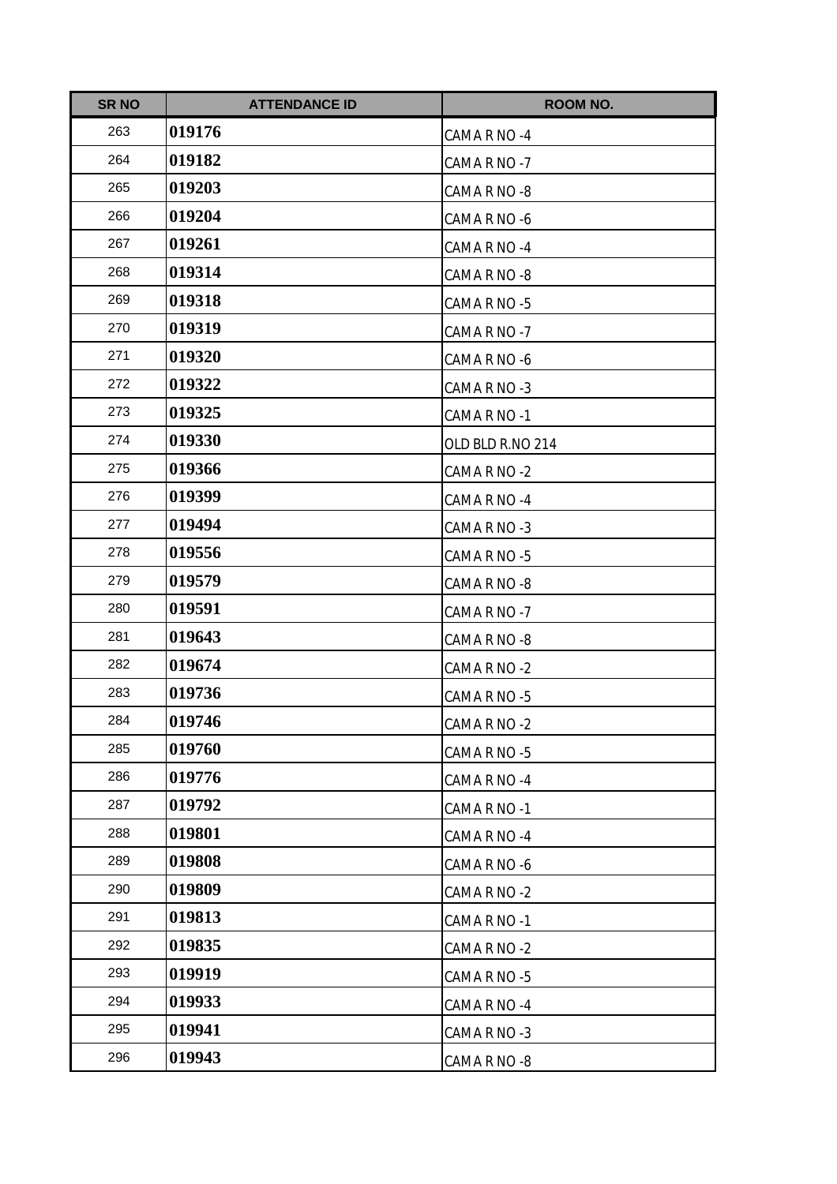| SR NO | ATTENDANCE ID | ROOM NO. |
| --- | --- | --- |
| 263 | **019176** | CAMA R NO -4 |
| 264 | **019182** | CAMA R NO -7 |
| 265 | **019203** | CAMA R NO -8 |
| 266 | **019204** | CAMA R NO -6 |
| 267 | **019261** | CAMA R NO -4 |
| 268 | **019314** | CAMA R NO -8 |
| 269 | **019318** | CAMA R NO -5 |
| 270 | **019319** | CAMA R NO -7 |
| 271 | **019320** | CAMA R NO -6 |
| 272 | **019322** | CAMA R NO -3 |
| 273 | **019325** | CAMA R NO -1 |
| 274 | **019330** | OLD BLD R.NO 214 |
| 275 | **019366** | CAMA R NO -2 |
| 276 | **019399** | CAMA R NO -4 |
| 277 | **019494** | CAMA R NO -3 |
| 278 | **019556** | CAMA R NO -5 |
| 279 | **019579** | CAMA R NO -8 |
| 280 | **019591** | CAMA R NO -7 |
| 281 | **019643** | CAMA R NO -8 |
| 282 | **019674** | CAMA R NO -2 |
| 283 | **019736** | CAMA R NO -5 |
| 284 | **019746** | CAMA R NO -2 |
| 285 | **019760** | CAMA R NO -5 |
| 286 | **019776** | CAMA R NO -4 |
| 287 | **019792** | CAMA R NO -1 |
| 288 | **019801** | CAMA R NO -4 |
| 289 | **019808** | CAMA R NO -6 |
| 290 | **019809** | CAMA R NO -2 |
| 291 | **019813** | CAMA R NO -1 |
| 292 | **019835** | CAMA R NO -2 |
| 293 | **019919** | CAMA R NO -5 |
| 294 | **019933** | CAMA R NO -4 |
| 295 | **019941** | CAMA R NO -3 |
| 296 | **019943** | CAMA R NO -8 |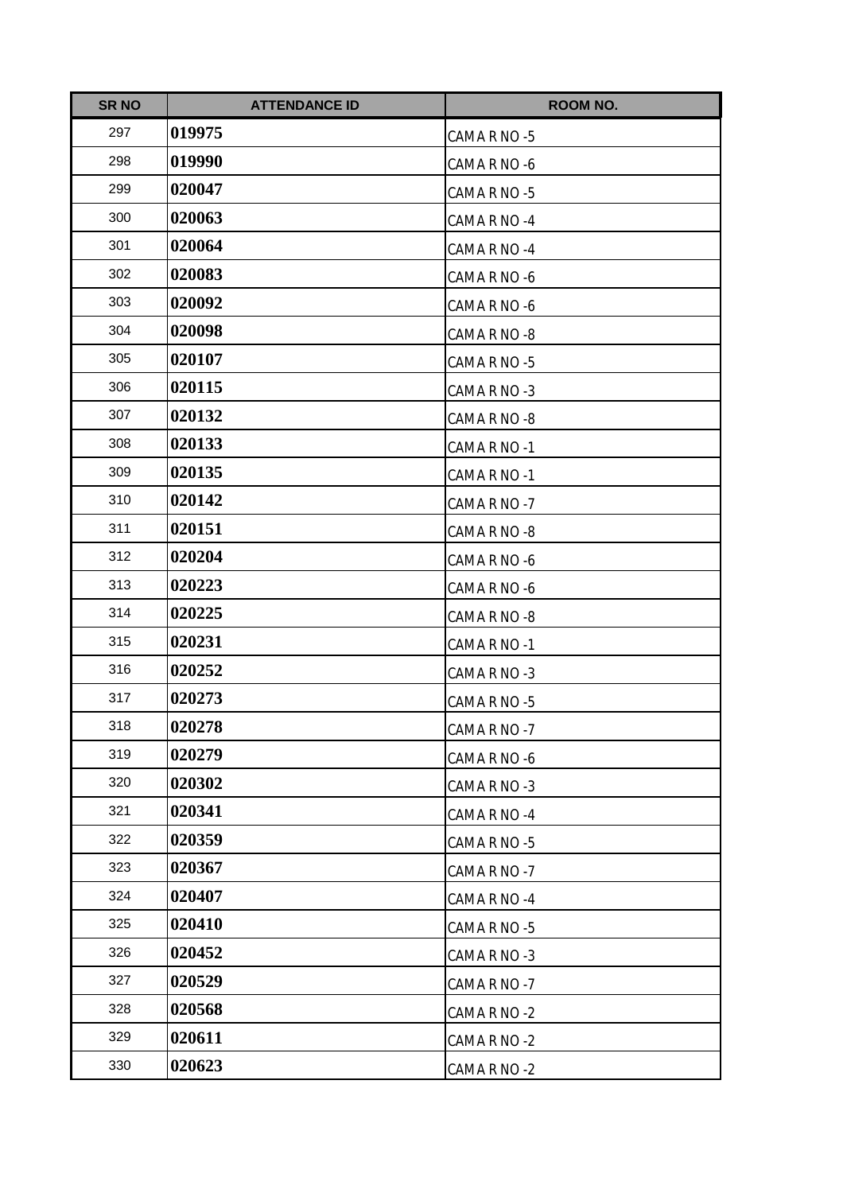| SR NO | ATTENDANCE ID | ROOM NO. |
| --- | --- | --- |
| 297 | **019975** | CAMA R NO -5 |
| 298 | **019990** | CAMA R NO -6 |
| 299 | **020047** | CAMA R NO -5 |
| 300 | **020063** | CAMA R NO -4 |
| 301 | **020064** | CAMA R NO -4 |
| 302 | **020083** | CAMA R NO -6 |
| 303 | **020092** | CAMA R NO -6 |
| 304 | **020098** | CAMA R NO -8 |
| 305 | **020107** | CAMA R NO -5 |
| 306 | **020115** | CAMA R NO -3 |
| 307 | **020132** | CAMA R NO -8 |
| 308 | **020133** | CAMA R NO -1 |
| 309 | **020135** | CAMA R NO -1 |
| 310 | **020142** | CAMA R NO -7 |
| 311 | **020151** | CAMA R NO -8 |
| 312 | **020204** | CAMA R NO -6 |
| 313 | **020223** | CAMA R NO -6 |
| 314 | **020225** | CAMA R NO -8 |
| 315 | **020231** | CAMA R NO -1 |
| 316 | **020252** | CAMA R NO -3 |
| 317 | **020273** | CAMA R NO -5 |
| 318 | **020278** | CAMA R NO -7 |
| 319 | **020279** | CAMA R NO -6 |
| 320 | **020302** | CAMA R NO -3 |
| 321 | **020341** | CAMA R NO -4 |
| 322 | **020359** | CAMA R NO -5 |
| 323 | **020367** | CAMA R NO -7 |
| 324 | **020407** | CAMA R NO -4 |
| 325 | **020410** | CAMA R NO -5 |
| 326 | **020452** | CAMA R NO -3 |
| 327 | **020529** | CAMA R NO -7 |
| 328 | **020568** | CAMA R NO -2 |
| 329 | **020611** | CAMA R NO -2 |
| 330 | **020623** | CAMA R NO -2 |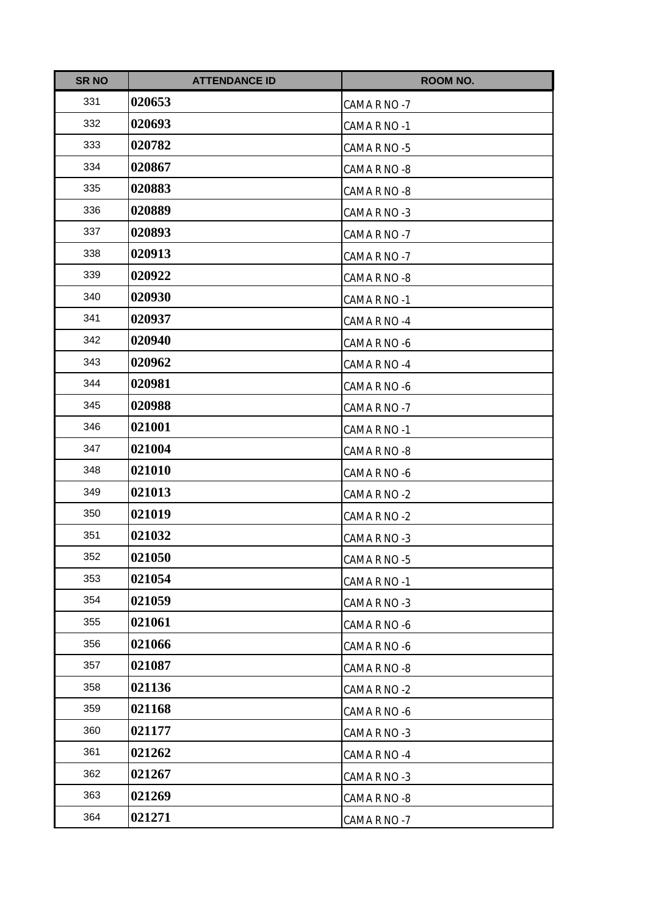| SR NO | ATTENDANCE ID | ROOM NO. |
|---|---|---|
| 331 | 020653 | CAMA R NO -7 |
| 332 | 020693 | CAMA R NO -1 |
| 333 | 020782 | CAMA R NO -5 |
| 334 | 020867 | CAMA R NO -8 |
| 335 | 020883 | CAMA R NO -8 |
| 336 | 020889 | CAMA R NO -3 |
| 337 | 020893 | CAMA R NO -7 |
| 338 | 020913 | CAMA R NO -7 |
| 339 | 020922 | CAMA R NO -8 |
| 340 | 020930 | CAMA R NO -1 |
| 341 | 020937 | CAMA R NO -4 |
| 342 | 020940 | CAMA R NO -6 |
| 343 | 020962 | CAMA R NO -4 |
| 344 | 020981 | CAMA R NO -6 |
| 345 | 020988 | CAMA R NO -7 |
| 346 | 021001 | CAMA R NO -1 |
| 347 | 021004 | CAMA R NO -8 |
| 348 | 021010 | CAMA R NO -6 |
| 349 | 021013 | CAMA R NO -2 |
| 350 | 021019 | CAMA R NO -2 |
| 351 | 021032 | CAMA R NO -3 |
| 352 | 021050 | CAMA R NO -5 |
| 353 | 021054 | CAMA R NO -1 |
| 354 | 021059 | CAMA R NO -3 |
| 355 | 021061 | CAMA R NO -6 |
| 356 | 021066 | CAMA R NO -6 |
| 357 | 021087 | CAMA R NO -8 |
| 358 | 021136 | CAMA R NO -2 |
| 359 | 021168 | CAMA R NO -6 |
| 360 | 021177 | CAMA R NO -3 |
| 361 | 021262 | CAMA R NO -4 |
| 362 | 021267 | CAMA R NO -3 |
| 363 | 021269 | CAMA R NO -8 |
| 364 | 021271 | CAMA R NO -7 |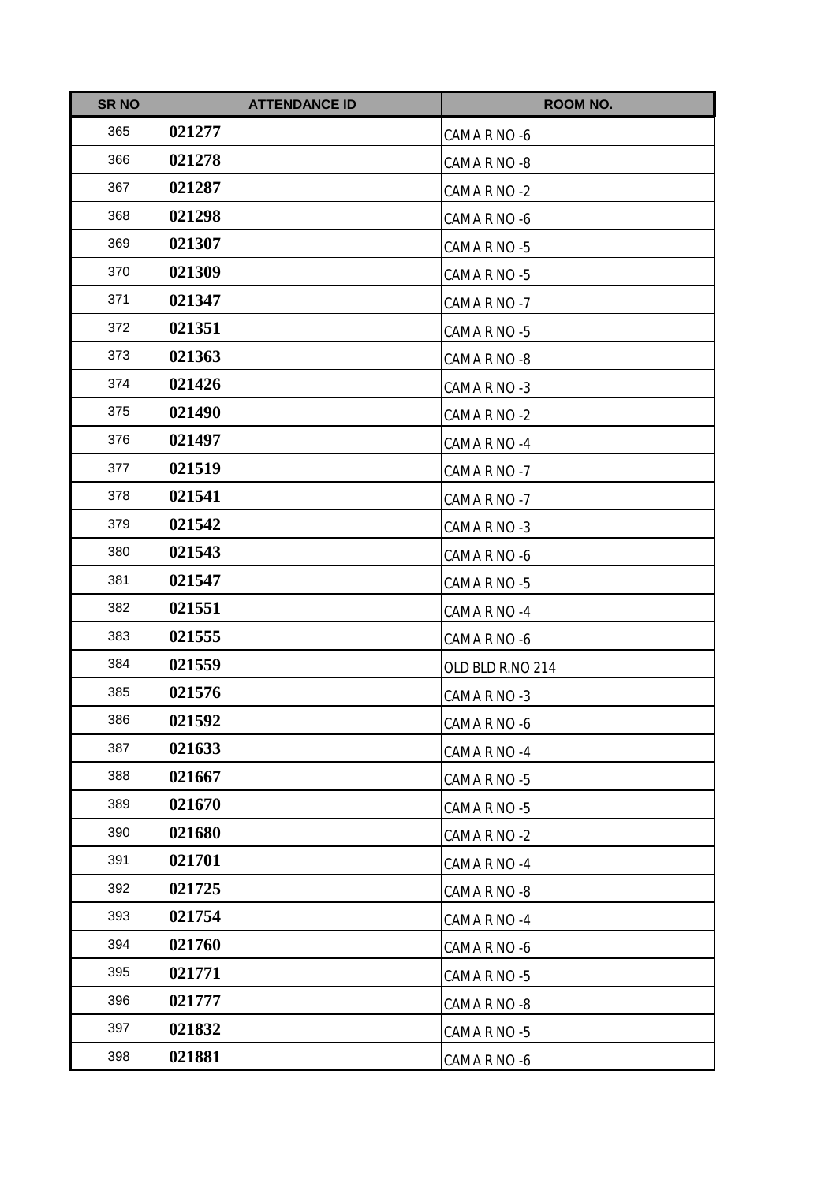| SR NO | ATTENDANCE ID | ROOM NO. |
|---|---|---|
| 365 | **021277** | CAMA R NO -6 |
| 366 | **021278** | CAMA R NO -8 |
| 367 | **021287** | CAMA R NO -2 |
| 368 | **021298** | CAMA R NO -6 |
| 369 | **021307** | CAMA R NO -5 |
| 370 | **021309** | CAMA R NO -5 |
| 371 | **021347** | CAMA R NO -7 |
| 372 | **021351** | CAMA R NO -5 |
| 373 | **021363** | CAMA R NO -8 |
| 374 | **021426** | CAMA R NO -3 |
| 375 | **021490** | CAMA R NO -2 |
| 376 | **021497** | CAMA R NO -4 |
| 377 | **021519** | CAMA R NO -7 |
| 378 | **021541** | CAMA R NO -7 |
| 379 | **021542** | CAMA R NO -3 |
| 380 | **021543** | CAMA R NO -6 |
| 381 | **021547** | CAMA R NO -5 |
| 382 | **021551** | CAMA R NO -4 |
| 383 | **021555** | CAMA R NO -6 |
| 384 | **021559** | OLD BLD R.NO 214 |
| 385 | **021576** | CAMA R NO -3 |
| 386 | **021592** | CAMA R NO -6 |
| 387 | **021633** | CAMA R NO -4 |
| 388 | **021667** | CAMA R NO -5 |
| 389 | **021670** | CAMA R NO -5 |
| 390 | **021680** | CAMA R NO -2 |
| 391 | **021701** | CAMA R NO -4 |
| 392 | **021725** | CAMA R NO -8 |
| 393 | **021754** | CAMA R NO -4 |
| 394 | **021760** | CAMA R NO -6 |
| 395 | **021771** | CAMA R NO -5 |
| 396 | **021777** | CAMA R NO -8 |
| 397 | **021832** | CAMA R NO -5 |
| 398 | **021881** | CAMA R NO -6 |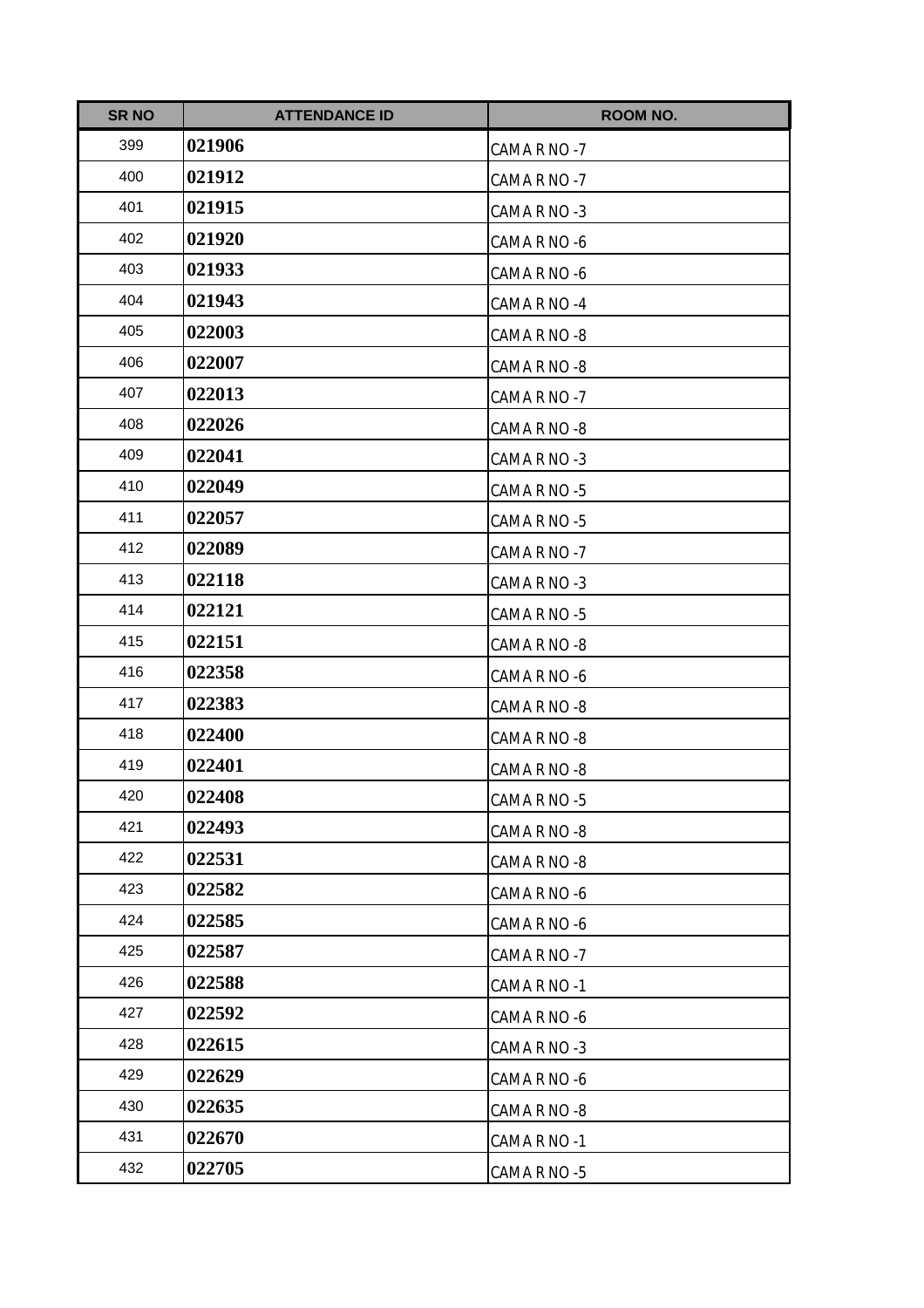| SR NO | ATTENDANCE ID | ROOM NO. |
|---|---|---|
| 399 | **021906** | CAMA R NO -7 |
| 400 | **021912** | CAMA R NO -7 |
| 401 | **021915** | CAMA R NO -3 |
| 402 | **021920** | CAMA R NO -6 |
| 403 | **021933** | CAMA R NO -6 |
| 404 | **021943** | CAMA R NO -4 |
| 405 | **022003** | CAMA R NO -8 |
| 406 | **022007** | CAMA R NO -8 |
| 407 | **022013** | CAMA R NO -7 |
| 408 | **022026** | CAMA R NO -8 |
| 409 | **022041** | CAMA R NO -3 |
| 410 | **022049** | CAMA R NO -5 |
| 411 | **022057** | CAMA R NO -5 |
| 412 | **022089** | CAMA R NO -7 |
| 413 | **022118** | CAMA R NO -3 |
| 414 | **022121** | CAMA R NO -5 |
| 415 | **022151** | CAMA R NO -8 |
| 416 | **022358** | CAMA R NO -6 |
| 417 | **022383** | CAMA R NO -8 |
| 418 | **022400** | CAMA R NO -8 |
| 419 | **022401** | CAMA R NO -8 |
| 420 | **022408** | CAMA R NO -5 |
| 421 | **022493** | CAMA R NO -8 |
| 422 | **022531** | CAMA R NO -8 |
| 423 | **022582** | CAMA R NO -6 |
| 424 | **022585** | CAMA R NO -6 |
| 425 | **022587** | CAMA R NO -7 |
| 426 | **022588** | CAMA R NO -1 |
| 427 | **022592** | CAMA R NO -6 |
| 428 | **022615** | CAMA R NO -3 |
| 429 | **022629** | CAMA R NO -6 |
| 430 | **022635** | CAMA R NO -8 |
| 431 | **022670** | CAMA R NO -1 |
| 432 | **022705** | CAMA R NO -5 |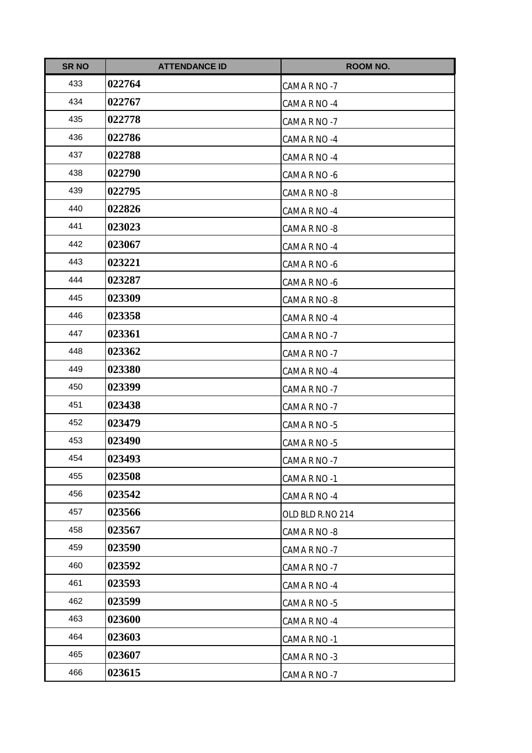| SR NO | ATTENDANCE ID | ROOM NO. |
|---|---|---|
| 433 | **022764** | CAMA R NO -7 |
| 434 | **022767** | CAMA R NO -4 |
| 435 | **022778** | CAMA R NO -7 |
| 436 | **022786** | CAMA R NO -4 |
| 437 | **022788** | CAMA R NO -4 |
| 438 | **022790** | CAMA R NO -6 |
| 439 | **022795** | CAMA R NO -8 |
| 440 | **022826** | CAMA R NO -4 |
| 441 | **023023** | CAMA R NO -8 |
| 442 | **023067** | CAMA R NO -4 |
| 443 | **023221** | CAMA R NO -6 |
| 444 | **023287** | CAMA R NO -6 |
| 445 | **023309** | CAMA R NO -8 |
| 446 | **023358** | CAMA R NO -4 |
| 447 | **023361** | CAMA R NO -7 |
| 448 | **023362** | CAMA R NO -7 |
| 449 | **023380** | CAMA R NO -4 |
| 450 | **023399** | CAMA R NO -7 |
| 451 | **023438** | CAMA R NO -7 |
| 452 | **023479** | CAMA R NO -5 |
| 453 | **023490** | CAMA R NO -5 |
| 454 | **023493** | CAMA R NO -7 |
| 455 | **023508** | CAMA R NO -1 |
| 456 | **023542** | CAMA R NO -4 |
| 457 | **023566** | OLD BLD R.NO 214 |
| 458 | **023567** | CAMA R NO -8 |
| 459 | **023590** | CAMA R NO -7 |
| 460 | **023592** | CAMA R NO -7 |
| 461 | **023593** | CAMA R NO -4 |
| 462 | **023599** | CAMA R NO -5 |
| 463 | **023600** | CAMA R NO -4 |
| 464 | **023603** | CAMA R NO -1 |
| 465 | **023607** | CAMA R NO -3 |
| 466 | **023615** | CAMA R NO -7 |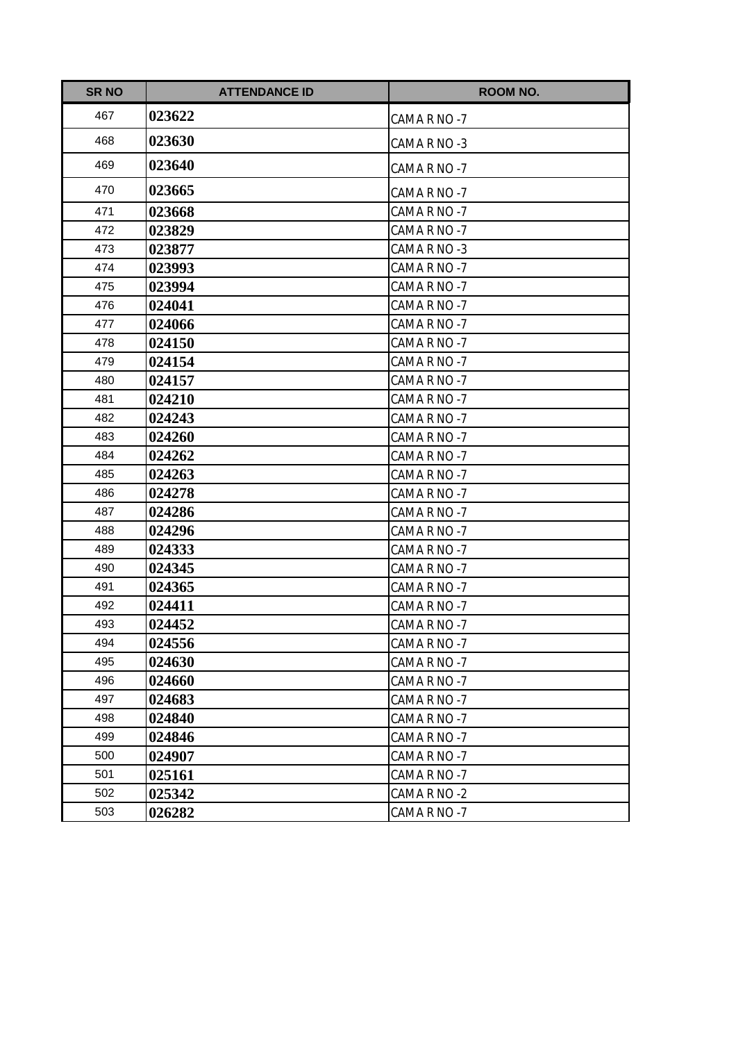| SR NO | ATTENDANCE ID | ROOM NO. |
|---|---|---|
| 467 | **023622** | CAMA R NO -7 |
| 468 | **023630** | CAMA R NO -3 |
| 469 | **023640** | CAMA R NO -7 |
| 470 | **023665** | CAMA R NO -7 |
| 471 | **023668** | CAMA R NO -7 |
| 472 | **023829** | CAMA R NO -7 |
| 473 | **023877** | CAMA R NO -3 |
| 474 | **023993** | CAMA R NO -7 |
| 475 | **023994** | CAMA R NO -7 |
| 476 | **024041** | CAMA R NO -7 |
| 477 | **024066** | CAMA R NO -7 |
| 478 | **024150** | CAMA R NO -7 |
| 479 | **024154** | CAMA R NO -7 |
| 480 | **024157** | CAMA R NO -7 |
| 481 | **024210** | CAMA R NO -7 |
| 482 | **024243** | CAMA R NO -7 |
| 483 | **024260** | CAMA R NO -7 |
| 484 | **024262** | CAMA R NO -7 |
| 485 | **024263** | CAMA R NO -7 |
| 486 | **024278** | CAMA R NO -7 |
| 487 | **024286** | CAMA R NO -7 |
| 488 | **024296** | CAMA R NO -7 |
| 489 | **024333** | CAMA R NO -7 |
| 490 | **024345** | CAMA R NO -7 |
| 491 | **024365** | CAMA R NO -7 |
| 492 | **024411** | CAMA R NO -7 |
| 493 | **024452** | CAMA R NO -7 |
| 494 | **024556** | CAMA R NO -7 |
| 495 | **024630** | CAMA R NO -7 |
| 496 | **024660** | CAMA R NO -7 |
| 497 | **024683** | CAMA R NO -7 |
| 498 | **024840** | CAMA R NO -7 |
| 499 | **024846** | CAMA R NO -7 |
| 500 | **024907** | CAMA R NO -7 |
| 501 | **025161** | CAMA R NO -7 |
| 502 | **025342** | CAMA R NO -2 |
| 503 | **026282** | CAMA R NO -7 |